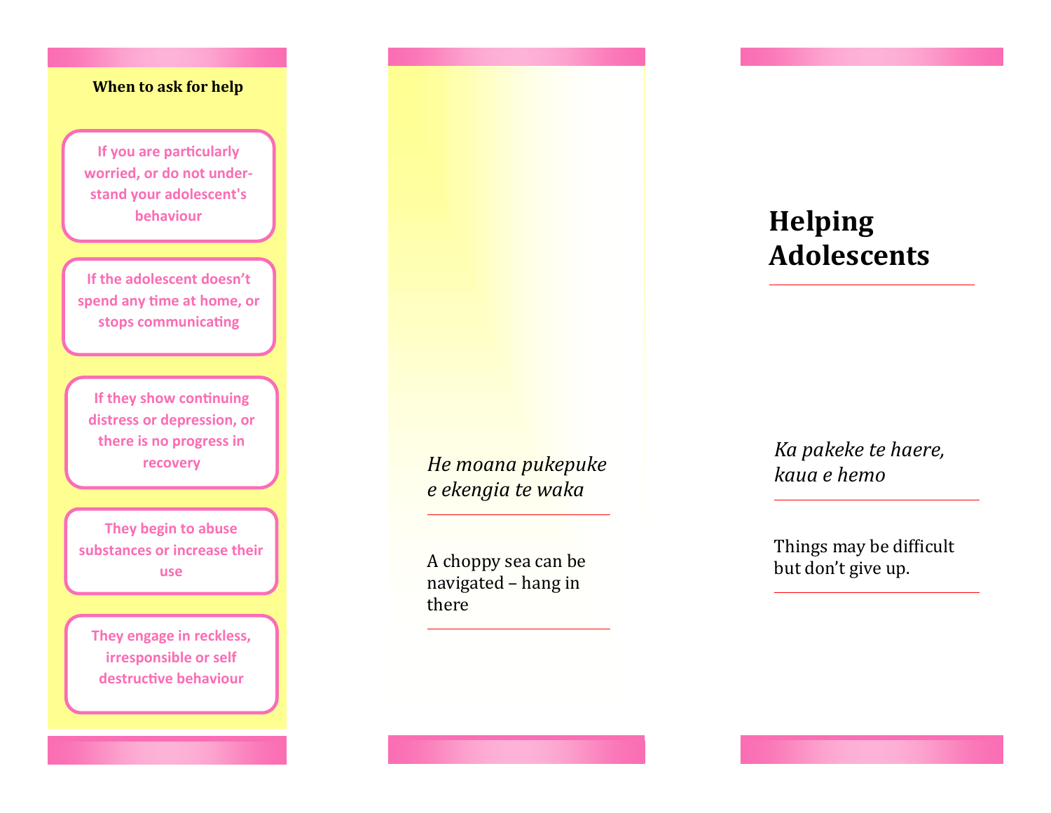**When to ask for help**

- If you are particularly worried, or do not understand your adolescent's behaviour
- If the adolescent doesn't spend any time at home, or stops communicating
- If they show continuing distress or depression, or there is no progress in recovery
- They begin to abuse substances or increase their use
- They engage in reckless, irresponsible or self destructive behaviour

*He moana pukepuke e ekengia te waka*

A choppy sea can be navigated – hang in there

# Helping Adolescents

*Ka pakeke te haere, kaua e hemo*

Things may be difficult but don't give up.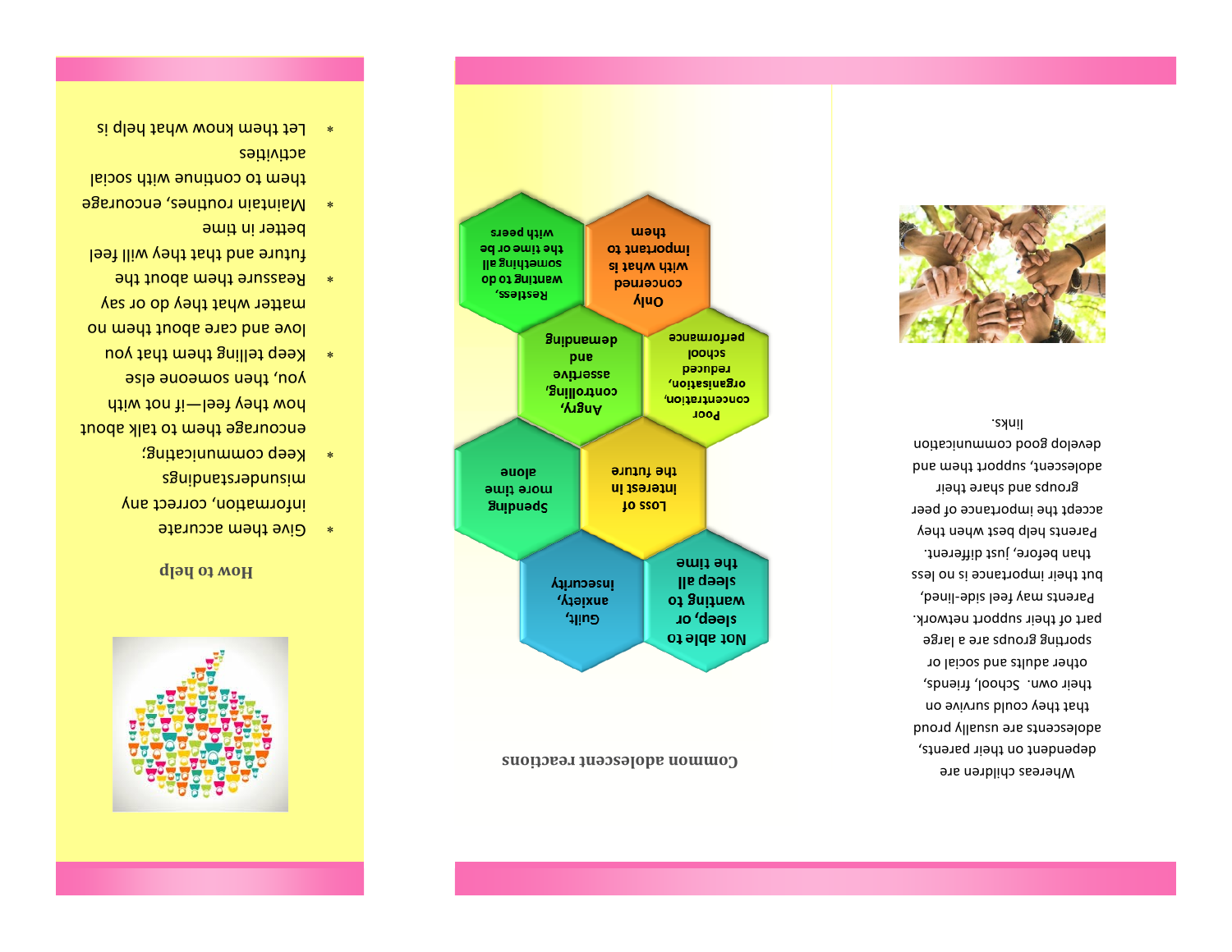Whereas children are dependent on their parents, adolescents are usually proud that they could survive on their own. School, friends, other adults and social or sporting groups are a large part of their support network. Parents may feel side-lined, but their importance is no less than before, just different. Parents help best when they accept the importance of peer groups and share their adolescent, support them and develop good communication links.

## Common adolescent reactions

Only concerned with what is important to them

Restless, wanting to do something all the time or be with peers

Poor concentration, organisation, reduced school performance

Angry, controlling, assertive and demanding

Loss of interest in the future

Spending more time alone

Not able to sleep, or wanting to sleep all the time

Guilt, anxiety, insecurity

## How to help

* Give them accurate information, correct any misunderstandings
* Keep communicating; encourage them to talk about how they feel—if not with you, then someone else
* Keep telling them that you love and care about them no matter what they do or say
* Reassure them about the future and that they will feel better in time
* Maintain routines, encourage them to continue with social activities
* Let them know what help is